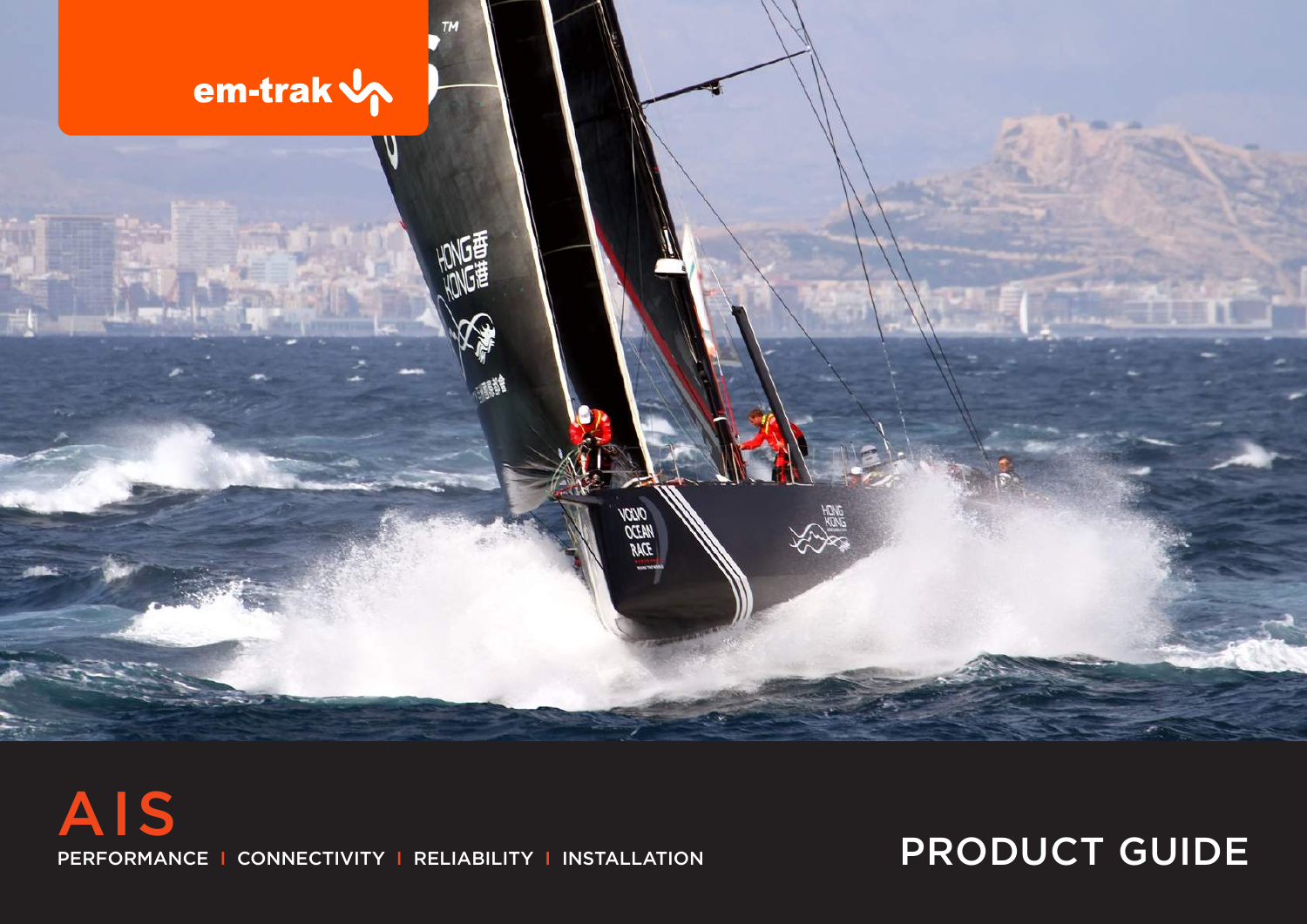em-trak

# AIS

PERFORMANCE | CONNECTIVITY | RELIABILITY | INSTALLATION

## PRODUCT GUIDE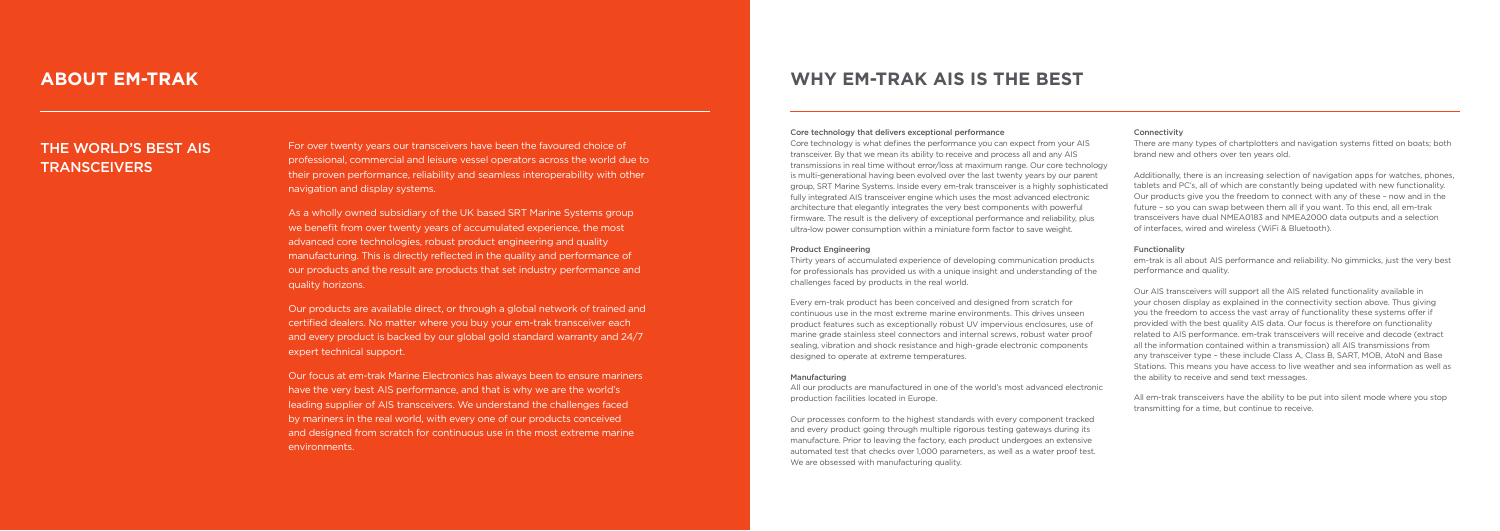# ABOUT EM-TRAK

## THE WORLD'S BEST AIS TRANSCEIVERS

For over twenty years our transceivers have been the favoured choice of professional, commercial and leisure vessel operators across the world due to their proven performance, reliability and seamless interoperability with other navigation and display systems.

As a wholly owned subsidiary of the UK based SRT Marine Systems group we benefit from over twenty years of accumulated experience, the most advanced core technologies, robust product engineering and quality manufacturing. This is directly reflected in the quality and performance of our products and the result are products that set industry performance and quality horizons.

Our products are available direct, or through a global network of trained and certified dealers. No matter where you buy your em-trak transceiver each and every product is backed by our global gold standard warranty and 24/7 expert technical support.

Our focus at em-trak Marine Electronics has always been to ensure mariners have the very best AIS performance, and that is why we are the world's leading supplier of AIS transceivers. We understand the challenges faced by mariners in the real world, with every one of our products conceived and designed from scratch for continuous use in the most extreme marine environments.

# WHY EM-TRAK AIS IS THE BEST

### Core technology that delivers exceptional performance

Core technology is what defines the performance you can expect from your AIS transceiver. By that we mean its ability to receive and process all and any AIS transmissions in real time without error/loss at maximum range. Our core technology is multi-generational having been evolved over the last twenty years by our parent group, SRT Marine Systems. Inside every em-trak transceiver is a highly sophisticated fully integrated AIS transceiver engine which uses the most advanced electronic architecture that elegantly integrates the very best components with powerful firmware. The result is the delivery of exceptional performance and reliability, plus ultra-low power consumption within a miniature form factor to save weight.

### Product Engineering

Thirty years of accumulated experience of developing communication products for professionals has provided us with a unique insight and understanding of the challenges faced by products in the real world.

Every em-trak product has been conceived and designed from scratch for continuous use in the most extreme marine environments. This drives unseen product features such as exceptionally robust UV impervious enclosures, use of marine grade stainless steel connectors and internal screws, robust water proof sealing, vibration and shock resistance and high-grade electronic components designed to operate at extreme temperatures.

### Manufacturing

All our products are manufactured in one of the world's most advanced electronic production facilities located in Europe.

Our processes conform to the highest standards with every component tracked and every product going through multiple rigorous testing gateways during its manufacture. Prior to leaving the factory, each product undergoes an extensive automated test that checks over 1,000 parameters, as well as a water proof test. We are obsessed with manufacturing quality.

### Connectivity

There are many types of chartplotters and navigation systems fitted on boats; both brand new and others over ten years old.

Additionally, there is an increasing selection of navigation apps for watches, phones, tablets and PC's, all of which are constantly being updated with new functionality. Our products give you the freedom to connect with any of these – now and in the future – so you can swap between them all if you want. To this end, all em-trak transceivers have dual NMEA0183 and NMEA2000 data outputs and a selection of interfaces, wired and wireless (WiFi & Bluetooth).

### Functionality

em-trak is all about AIS performance and reliability. No gimmicks, just the very best performance and quality.

Our AIS transceivers will support all the AIS related functionality available in your chosen display as explained in the connectivity section above. Thus giving you the freedom to access the vast array of functionality these systems offer if provided with the best quality AIS data. Our focus is therefore on functionality related to AIS performance. em-trak transceivers will receive and decode (extract all the information contained within a transmission) all AIS transmissions from any transceiver type – these include Class A, Class B, SART, MOB, AtoN and Base Stations. This means you have access to live weather and sea information as well as the ability to receive and send text messages.

All em-trak transceivers have the ability to be put into silent mode where you stop transmitting for a time, but continue to receive.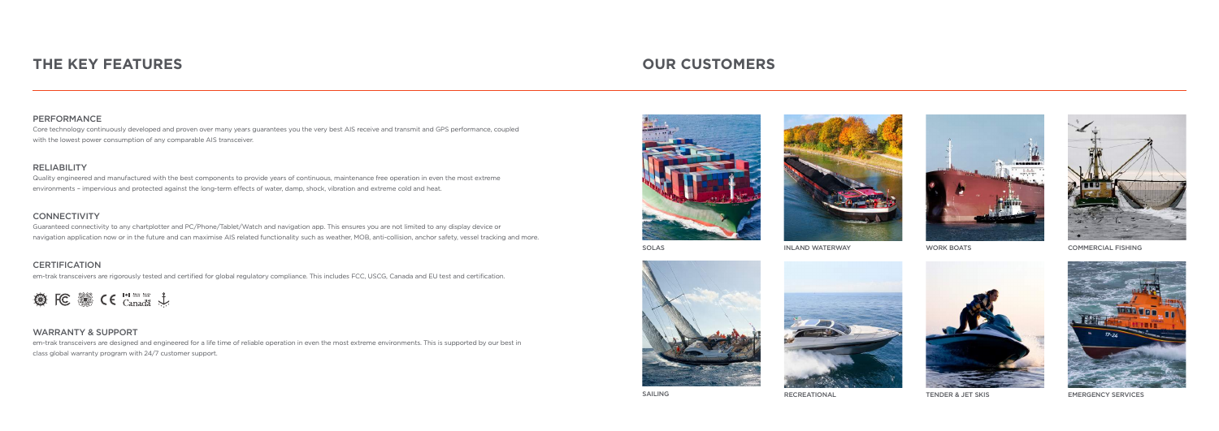# THE KEY FEATURES

## PERFORMANCE

Core technology continuously developed and proven over many years guarantees you the very best AIS receive and transmit and GPS performance, coupled with the lowest power consumption of any comparable AIS transceiver.

## RELIABILITY

Quality engineered and manufactured with the best components to provide years of continuous, maintenance free operation in even the most extreme environments – impervious and protected against the long-term effects of water, damp, shock, vibration and extreme cold and heat.

## CONNECTIVITY

Guaranteed connectivity to any chartplotter and PC/Phone/Tablet/Watch and navigation app. This ensures you are not limited to any display device or navigation application now or in the future and can maximise AIS related functionality such as weather, MOB, anti-collision, anchor safety, vessel tracking and more.

## CERTIFICATION

em-trak transceivers are rigorously tested and certified for global regulatory compliance. This includes FCC, USCG, Canada and EU test and certification.

## WARRANTY & SUPPORT

em-trak transceivers are designed and engineered for a life time of reliable operation in even the most extreme environments. This is supported by our best in class global warranty program with 24/7 customer support.

# OUR CUSTOMERS

SOLAS

INLAND WATERWAY

WORK BOATS

COMMERCIAL FISHING

SAILING

RECREATIONAL

TENDER & JET SKIS

EMERGENCY SERVICES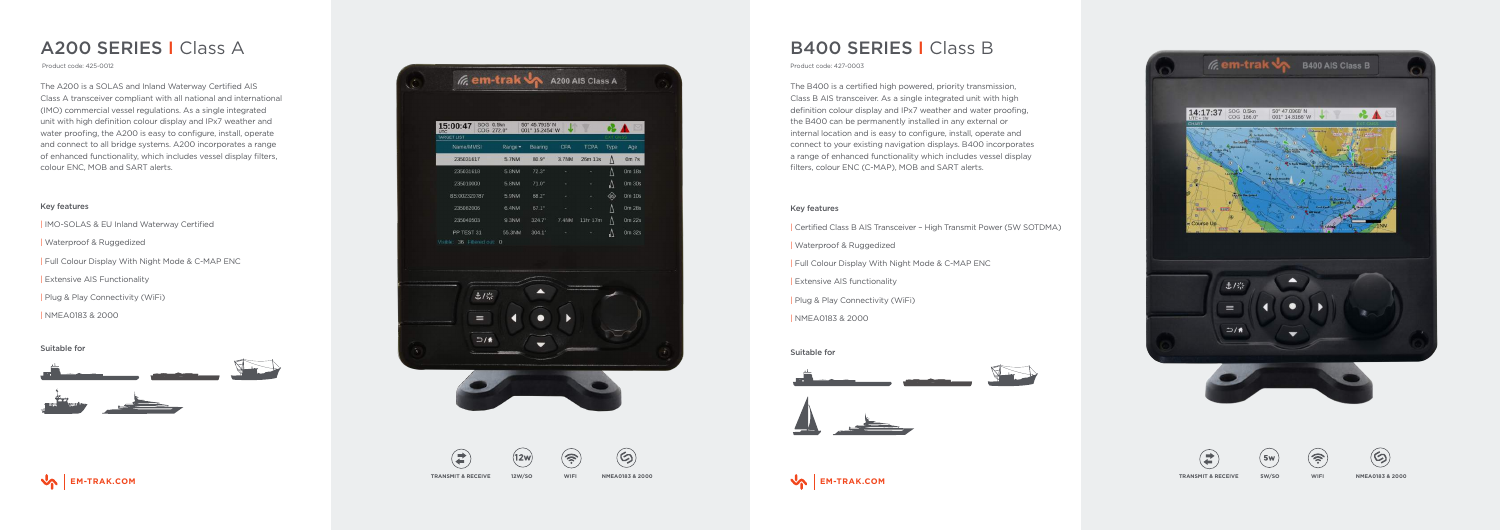# A200 SERIES | Class A

Product code: 425-0012

The A200 is a SOLAS and Inland Waterway Certified AIS Class A transceiver compliant with all national and international (IMO) commercial vessel regulations. As a single integrated unit with high definition colour display and IPx7 weather and water proofing, the A200 is easy to configure, install, operate and connect to all bridge systems. A200 incorporates a range of enhanced functionality, which includes vessel display filters, colour ENC, MOB and SART alerts.

### Key features

| IMO-SOLAS & EU Inland Waterway Certified

| Waterproof & Ruggedized

| Full Colour Display With Night Mode & C-MAP ENC

| Extensive AIS Functionality

| Plug & Play Connectivity (WiFi)

| NMEA0183 & 2000

### Suitable for

EM-TRAK.COM

TRANSMIT & RECEIVE | 12W/SO | WIFI | NMEA0183 & 2000

# B400 SERIES | Class B

Product code: 427-0003

The B400 is a certified high powered, priority transmission, Class B AIS transceiver. As a single integrated unit with high definition colour display and IPx7 weather and water proofing, the B400 can be permanently installed in any external or internal location and is easy to configure, install, operate and connect to your existing navigation displays. B400 incorporates a range of enhanced functionality which includes vessel display filters, colour ENC (C-MAP), MOB and SART alerts.

### Key features

| Certified Class B AIS Transceiver – High Transmit Power (5W SOTDMA)

| Waterproof & Ruggedized

| Full Colour Display With Night Mode & C-MAP ENC

| Extensive AIS functionality

| Plug & Play Connectivity (WiFi)

| NMEA0183 & 2000

### Suitable for

EM-TRAK.COM

TRANSMIT & RECEIVE | 5W/SO | WIFI | NMEA0183 & 2000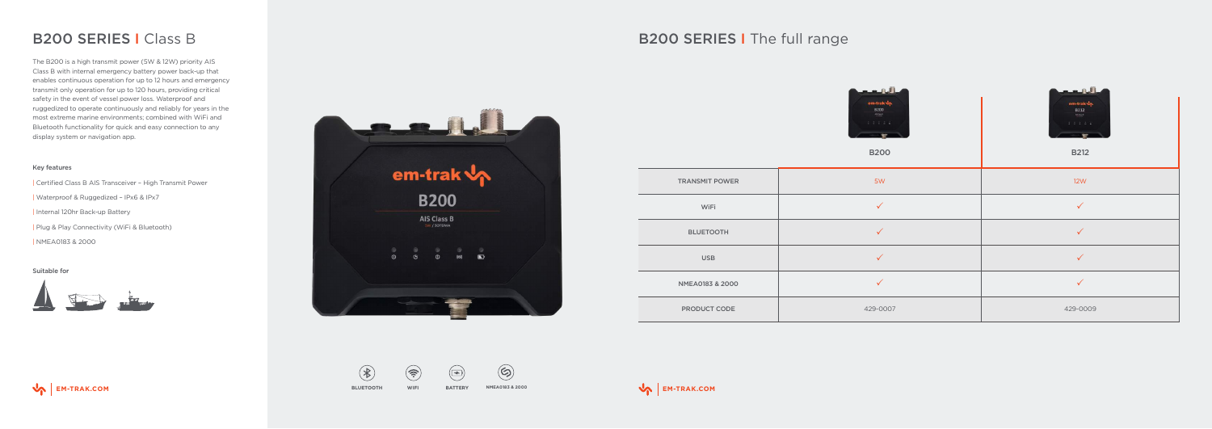# B200 SERIES | Class B

The B200 is a high transmit power (5W & 12W) priority AIS Class B with internal emergency battery power back-up that enables continuous operation for up to 12 hours and emergency transmit only operation for up to 120 hours, providing critical safety in the event of vessel power loss. Waterproof and ruggedized to operate continuously and reliably for years in the most extreme marine environments; combined with WiFi and Bluetooth functionality for quick and easy connection to any display system or navigation app.

**Key features**

| Certified Class B AIS Transceiver – High Transmit Power

| Waterproof & Ruggedized – IPx6 & IPx7

| Internal 120hr Back-up Battery

| Plug & Play Connectivity (WiFi & Bluetooth)

| NMEA0183 & 2000

**Suitable for**

BLUETOOTH WIFI BATTERY NMEA0183 & 2000

# B200 SERIES | The full range

| | B200 | B212 |
|---|---|---|
| TRANSMIT POWER | 5W | 12W |
| WiFi | ✓ | ✓ |
| BLUETOOTH | ✓ | ✓ |
| USB | ✓ | ✓ |
| NMEA0183 & 2000 | ✓ | ✓ |
| PRODUCT CODE | 429-0007 | 429-0009 |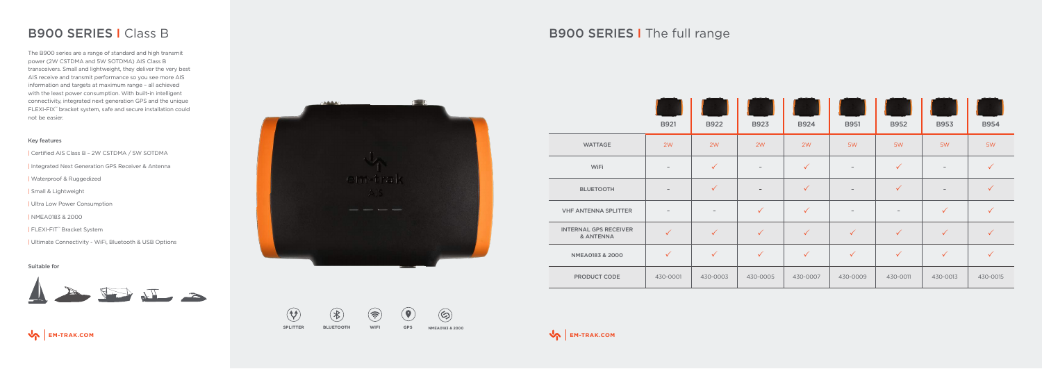## B900 SERIES | Class B

The B900 series are a range of standard and high transmit power (2W CSTDMA and 5W SOTDMA) AIS Class B transceivers. Small and lightweight, they deliver the very best AIS receive and transmit performance so you see more AIS information and targets at maximum range – all achieved with the least power consumption. With built-in intelligent connectivity, integrated next generation GPS and the unique FLEXI-FIX™ bracket system, safe and secure installation could not be easier.

### Key features

| Certified AIS Class B – 2W CSTDMA / 5W SOTDMA

| Integrated Next Generation GPS Receiver & Antenna

| Waterproof & Ruggedized

| Small & Lightweight

| Ultra Low Power Consumption

| NMEA0183 & 2000

| FLEXI-FIX™ Bracket System

| Ultimate Connectivity - WiFi, Bluetooth & USB Options

### Suitable for

SPLITTER BLUETOOTH WIFI GPS NMEA0183 & 2000

EM-TRAK.COM

## B900 SERIES | The full range

| | B921 | B922 | B923 | B924 | B951 | B952 | B953 | B954 |
|---|---|---|---|---|---|---|---|---|
| WATTAGE | 2W | 2W | 2W | 2W | 5W | 5W | 5W | 5W |
| WiFi | - | ✓ | - | ✓ | - | ✓ | - | ✓ |
| BLUETOOTH | - | ✓ | - | ✓ | - | ✓ | - | ✓ |
| VHF ANTENNA SPLITTER | - | - | ✓ | ✓ | - | - | ✓ | ✓ |
| INTERNAL GPS RECEIVER & ANTENNA | ✓ | ✓ | ✓ | ✓ | ✓ | ✓ | ✓ | ✓ |
| NMEA0183 & 2000 | ✓ | ✓ | ✓ | ✓ | ✓ | ✓ | ✓ | ✓ |
| PRODUCT CODE | 430-0001 | 430-0003 | 430-0005 | 430-0007 | 430-0009 | 430-0011 | 430-0013 | 430-0015 |

EM-TRAK.COM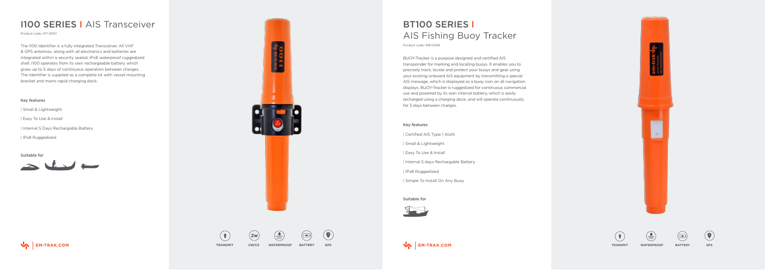# I100 SERIES | AIS Transceiver

Product code: 417-0001

The I100 Identifier is a fully integrated Transceiver. All VHF & GPS antennas, along with all electronics and batteries are integrated within a security sealed, IPx8 waterproof ruggedized shell. I100 operates from its own rechargeable battery which gives up to 5 days of continuous operation between charges. The Identifier is supplied as a complete kit with vessel mounting bracket and mains rapid charging dock.

### Key features

| Small & Lightweight

| Easy To Use & Install

| Internal 5 Days Rechargable Battery

| IPx8 Ruggedized

### Suitable for

EM-TRAK.COM

TRANSMIT | 2W/CS | WATERPROOF | BATTERY | GPS

# BT100 SERIES | AIS Fishing Buoy Tracker

Product code: 418-0069

BUOY-Tracker is a purpose designed and certified AIS transponder for marking and locating buoys. It enables you to precisely track, locate and protect your buoys and gear using your existing onboard AIS equipment by transmitting a special AIS message, which is displayed as a buoy icon on all navigation displays. BUOY-Tracker is ruggedized for continuous commercial use and powered by its own internal battery, which is easily recharged using a charging dock, and will operate continuously for 5 days between charges.

### Key features

| Certified AIS Type 1 AtoN

| Small & Lightweight

| Easy To Use & Install

| Internal 5 days Rechargable Battery

| IPx8 Ruggedized

| Simple To Install On Any Buoy

### Suitable for

EM-TRAK.COM

TRANSMIT | WATERPROOF | BATTERY | GPS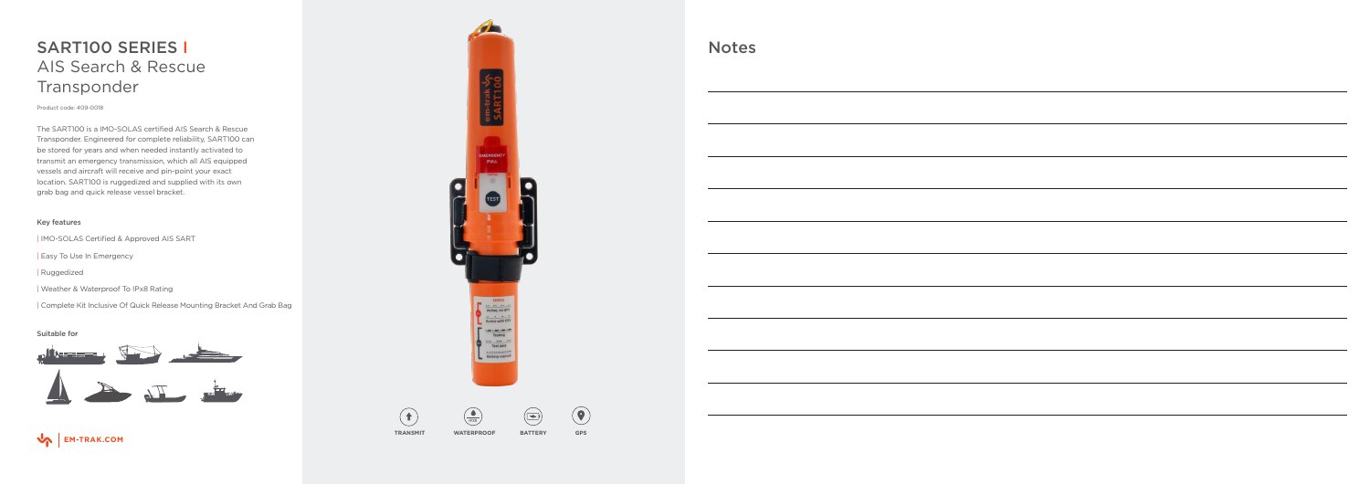# SART100 SERIES | AIS Search & Rescue Transponder

Product code: 409-0018

The SART100 is a IMO-SOLAS certified AIS Search & Rescue Transponder. Engineered for complete reliability, SART100 can be stored for years and when needed instantly activated to transmit an emergency transmission, which all AIS equipped vessels and aircraft will receive and pin-point your exact location. SART100 is ruggedized and supplied with its own grab bag and quick release vessel bracket.

### Key features

| IMO-SOLAS Certified & Approved AIS SART

| Easy To Use In Emergency

| Ruggedized

| Weather & Waterproof To IPx8 Rating

| Complete Kit Inclusive Of Quick Release Mounting Bracket And Grab Bag

### Suitable for

EM-TRAK.COM

TRANSMIT WATERPROOF BATTERY GPS

## Notes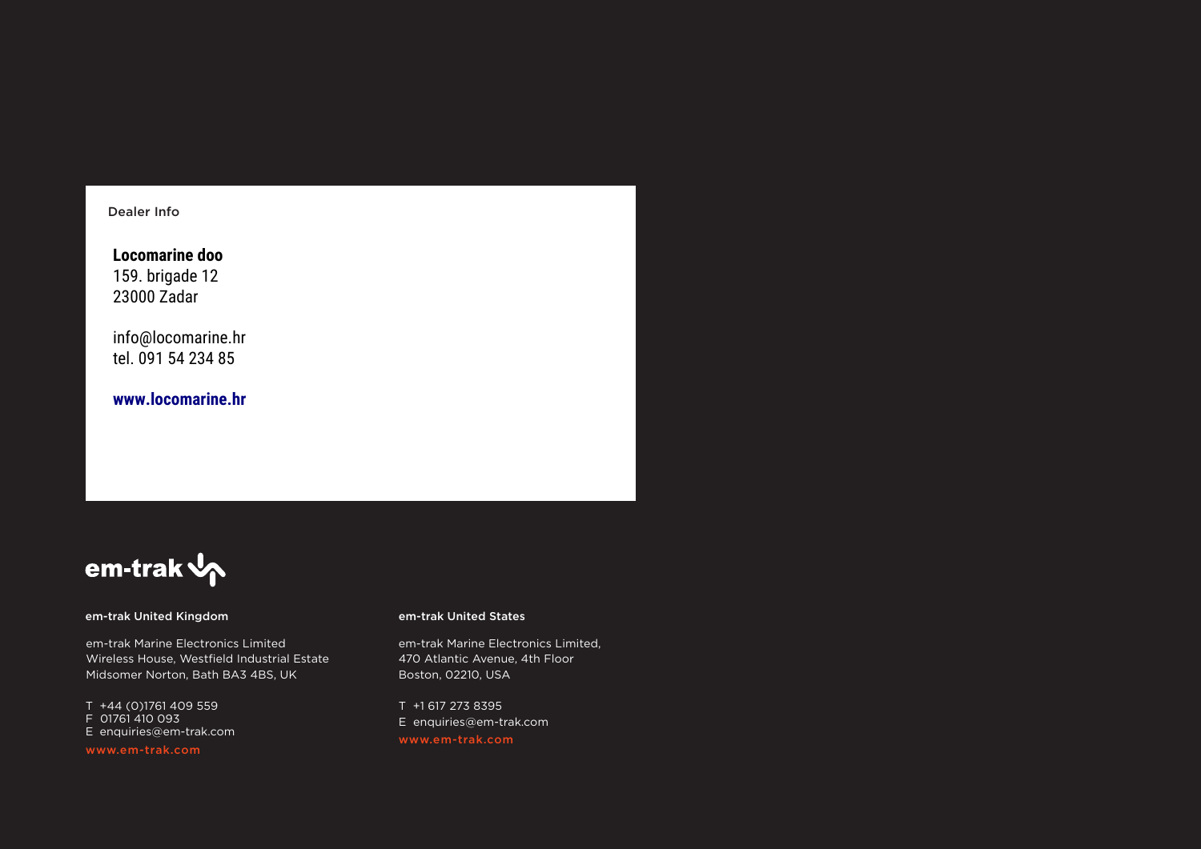Dealer Info

**Locomarine doo**
159. brigade 12
23000 Zadar

info@locomarine.hr
tel. 091 54 234 85

**www.locomarine.hr**

em-trak

**em-trak United Kingdom**

em-trak Marine Electronics Limited
Wireless House, Westfield Industrial Estate
Midsomer Norton, Bath BA3 4BS, UK

T +44 (0)1761 409 559
F 01761 410 093
E enquiries@em-trak.com
www.em-trak.com

**em-trak United States**

em-trak Marine Electronics Limited,
470 Atlantic Avenue, 4th Floor
Boston, 02210, USA

T +1 617 273 8395
E enquiries@em-trak.com
www.em-trak.com